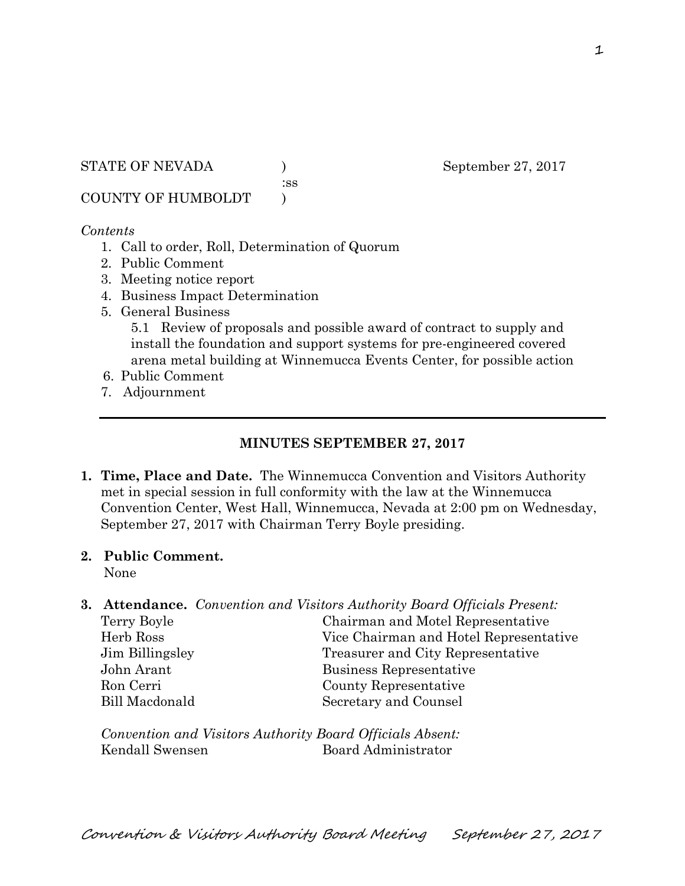STATE OF NEVADA ) September 27, 2017
:ss
COUNTY OF HUMBOLDT )

*Contents*

1. Call to order, Roll, Determination of Quorum
2. Public Comment
3. Meeting notice report
4. Business Impact Determination
5. General Business
   5.1 Review of proposals and possible award of contract to supply and install the foundation and support systems for pre-engineered covered arena metal building at Winnemucca Events Center, for possible action
6. Public Comment
7. Adjournment

---

## MINUTES SEPTEMBER 27, 2017

1. **Time, Place and Date.** The Winnemucca Convention and Visitors Authority met in special session in full conformity with the law at the Winnemucca Convention Center, West Hall, Winnemucca, Nevada at 2:00 pm on Wednesday, September 27, 2017 with Chairman Terry Boyle presiding.

2. **Public Comment.**
   None

3. **Attendance.** *Convention and Visitors Authority Board Officials Present:*

| | |
|---|---|
| Terry Boyle | Chairman and Motel Representative |
| Herb Ross | Vice Chairman and Hotel Representative |
| Jim Billingsley | Treasurer and City Representative |
| John Arant | Business Representative |
| Ron Cerri | County Representative |
| Bill Macdonald | Secretary and Counsel |

*Convention and Visitors Authority Board Officials Absent:*

| | |
|---|---|
| Kendall Swensen | Board Administrator |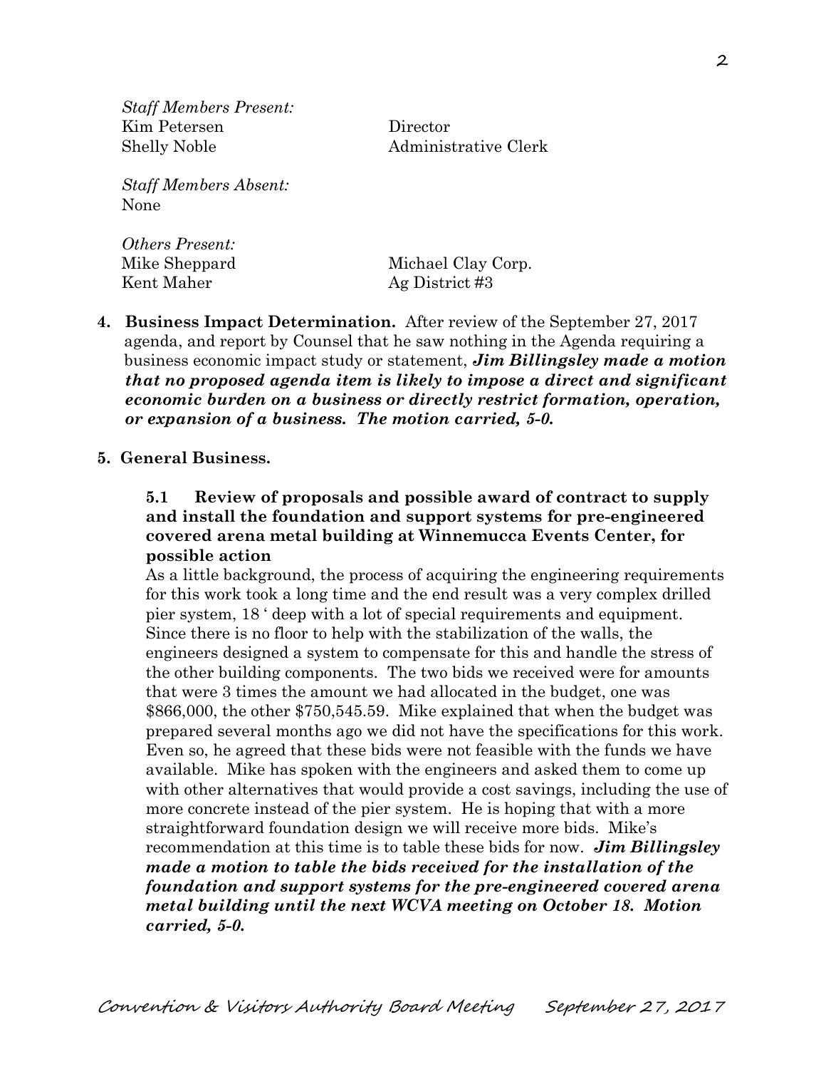*Staff Members Present:*

| | |
|---|---|
| Kim Petersen | Director |
| Shelly Noble | Administrative Clerk |

*Staff Members Absent:*
None

*Others Present:*

| | |
|---|---|
| Mike Sheppard | Michael Clay Corp. |
| Kent Maher | Ag District #3 |

**4. Business Impact Determination.** After review of the September 27, 2017 agenda, and report by Counsel that he saw nothing in the Agenda requiring a business economic impact study or statement, ***Jim Billingsley made a motion that no proposed agenda item is likely to impose a direct and significant economic burden on a business or directly restrict formation, operation, or expansion of a business. The motion carried, 5-0.***

**5. General Business.**

**5.1 Review of proposals and possible award of contract to supply and install the foundation and support systems for pre-engineered covered arena metal building at Winnemucca Events Center, for possible action**

As a little background, the process of acquiring the engineering requirements for this work took a long time and the end result was a very complex drilled pier system, 18 ' deep with a lot of special requirements and equipment. Since there is no floor to help with the stabilization of the walls, the engineers designed a system to compensate for this and handle the stress of the other building components. The two bids we received were for amounts that were 3 times the amount we had allocated in the budget, one was $866,000, the other $750,545.59. Mike explained that when the budget was prepared several months ago we did not have the specifications for this work. Even so, he agreed that these bids were not feasible with the funds we have available. Mike has spoken with the engineers and asked them to come up with other alternatives that would provide a cost savings, including the use of more concrete instead of the pier system. He is hoping that with a more straightforward foundation design we will receive more bids. Mike's recommendation at this time is to table these bids for now. ***Jim Billingsley made a motion to table the bids received for the installation of the foundation and support systems for the pre-engineered covered arena metal building until the next WCVA meeting on October 18. Motion carried, 5-0.***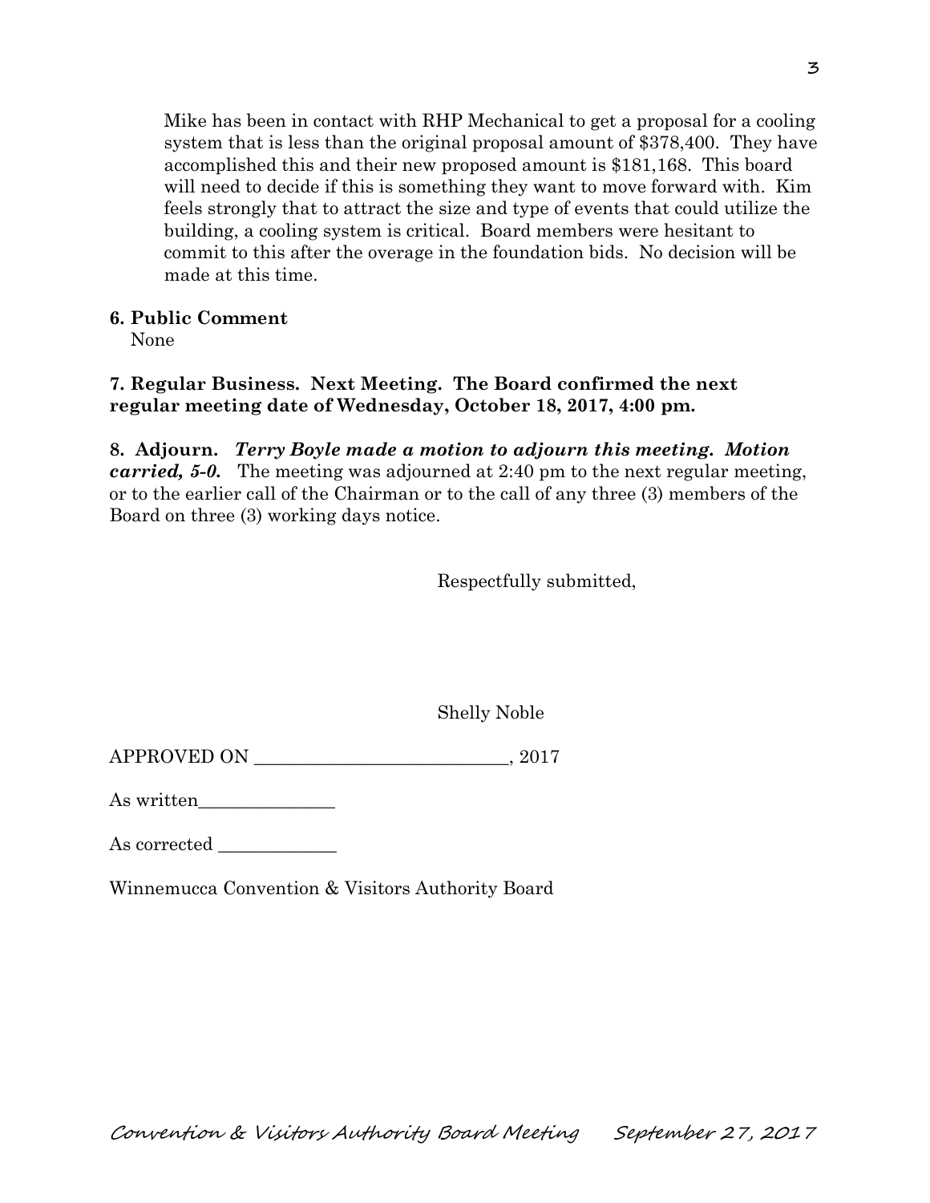Mike has been in contact with RHP Mechanical to get a proposal for a cooling system that is less than the original proposal amount of $378,400. They have accomplished this and their new proposed amount is $181,168. This board will need to decide if this is something they want to move forward with. Kim feels strongly that to attract the size and type of events that could utilize the building, a cooling system is critical. Board members were hesitant to commit to this after the overage in the foundation bids. No decision will be made at this time.

**6. Public Comment**

None

**7. Regular Business. Next Meeting. The Board confirmed the next regular meeting date of Wednesday, October 18, 2017, 4:00 pm.**

**8. Adjourn.** ***Terry Boyle made a motion to adjourn this meeting. Motion carried, 5-0.*** The meeting was adjourned at 2:40 pm to the next regular meeting, or to the earlier call of the Chairman or to the call of any three (3) members of the Board on three (3) working days notice.

Respectfully submitted,

Shelly Noble

APPROVED ON ___________________________, 2017

As written_______________

As corrected _____________

Winnemucca Convention & Visitors Authority Board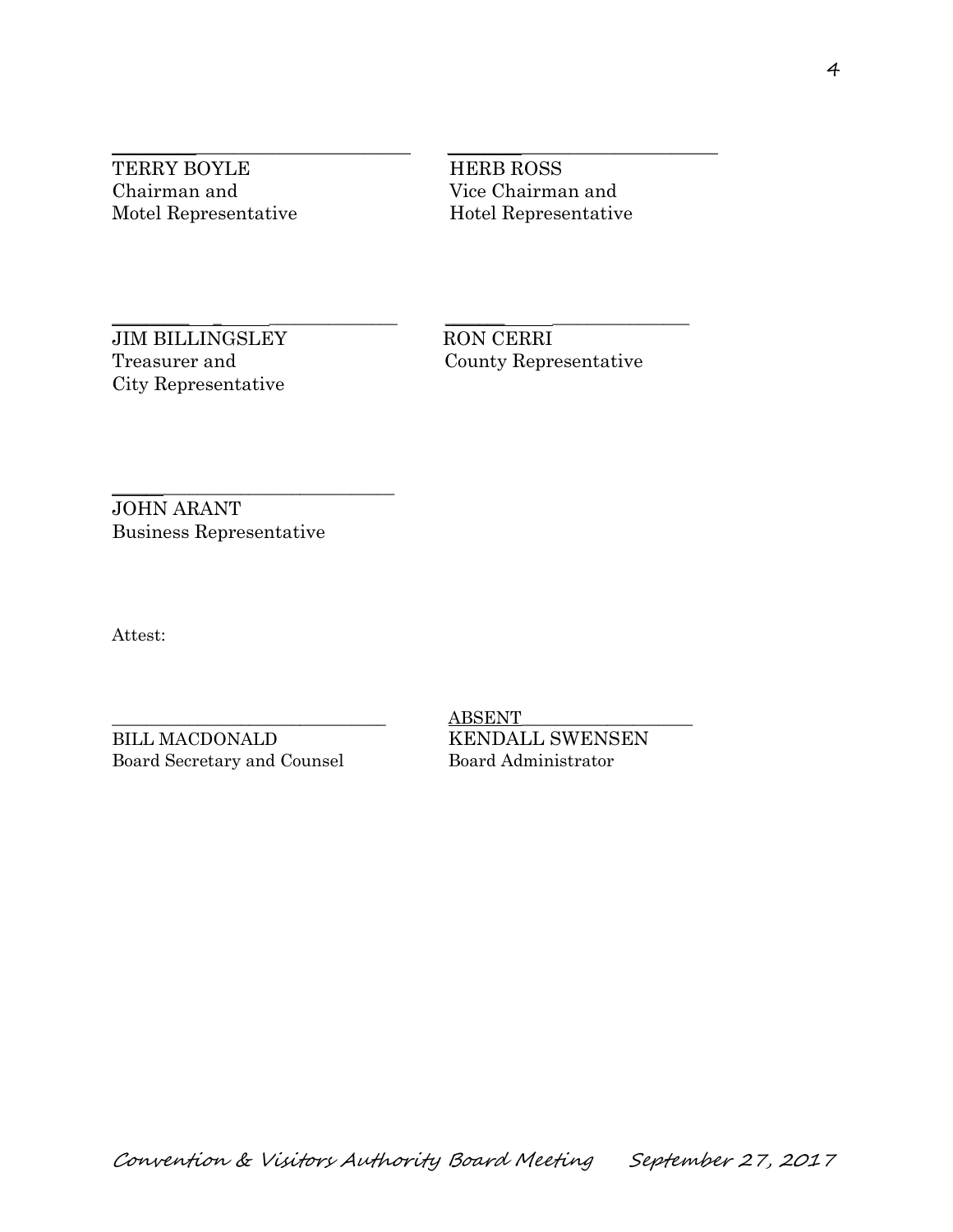\_\_\_\_\_\_\_\_\_\_\_\_\_\_\_\_\_\_\_\_\_\_\_\_\_\_\_\_\_\_\_\_  
TERRY BOYLE  
Chairman and  
Motel Representative

\_\_\_\_\_\_\_\_\_\_\_\_\_\_\_\_\_\_\_\_\_\_\_\_\_\_\_\_\_\_\_\_  
HERB ROSS  
Vice Chairman and  
Hotel Representative

\_\_\_\_\_\_\_\_\_\_\_\_\_\_\_\_\_\_\_\_\_\_\_\_\_\_\_\_\_\_\_\_  
JIM BILLINGSLEY  
Treasurer and  
City Representative

\_\_\_\_\_\_\_\_\_\_\_\_\_\_\_\_\_\_\_\_\_\_\_\_\_\_\_\_\_\_\_\_  
RON CERRI  
County Representative

\_\_\_\_\_\_\_\_\_\_\_\_\_\_\_\_\_\_\_\_\_\_\_\_\_\_\_\_\_\_\_\_  
JOHN ARANT  
Business Representative

Attest:

\_\_\_\_\_\_\_\_\_\_\_\_\_\_\_\_\_\_\_\_\_\_\_\_\_\_\_\_\_\_\_\_  
BILL MACDONALD  
Board Secretary and Counsel

ABSENT\_\_\_\_\_\_\_\_\_\_\_\_\_\_\_\_\_\_\_\_\_\_\_\_  
KENDALL SWENSEN  
Board Administrator